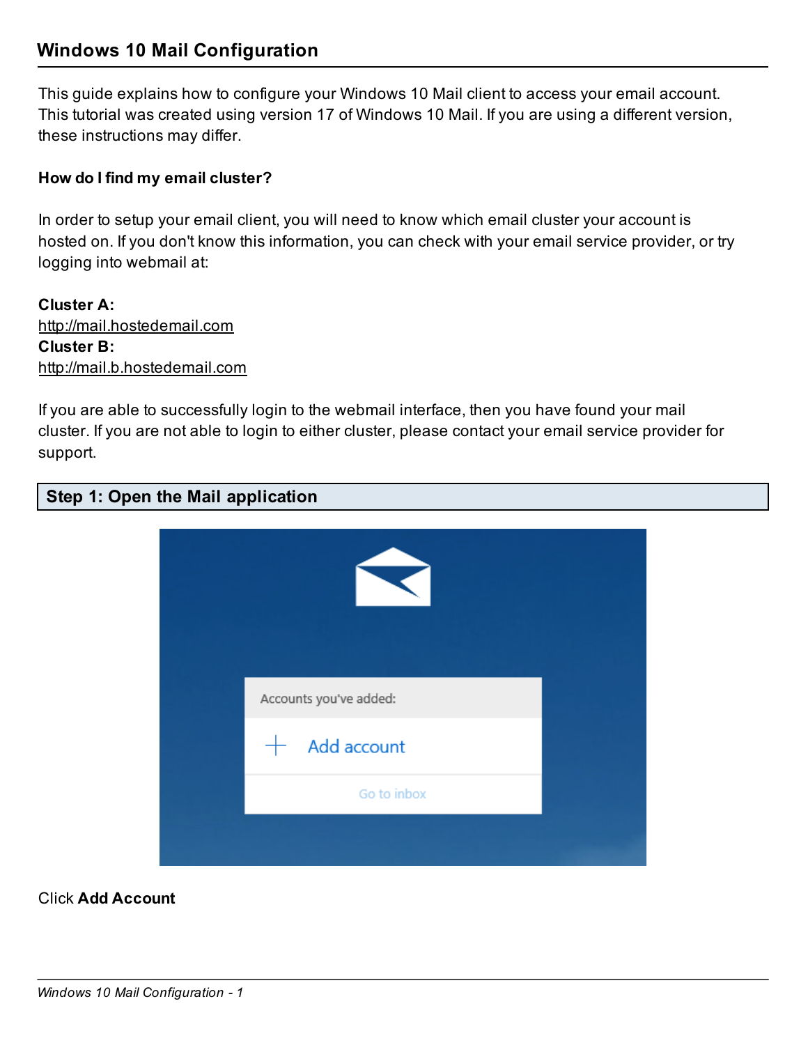## Windows 10 Mail Configuration

This guide explains how to configure your Windows 10 Mail client to access your email account. This tutorial was created using version 17 of Windows 10 Mail. If you are using a different version, these instructions may differ.

**How do I find my email cluster?**

In order to setup your email client, you will need to know which email cluster your account is hosted on. If you don't know this information, you can check with your email service provider, or try logging into webmail at:

**Cluster A:**
http://mail.hostedemail.com
**Cluster B:**
http://mail.b.hostedemail.com

If you are able to successfully login to the webmail interface, then you have found your mail cluster. If you are not able to login to either cluster, please contact your email service provider for support.

### Step 1: Open the Mail application

Click **Add Account**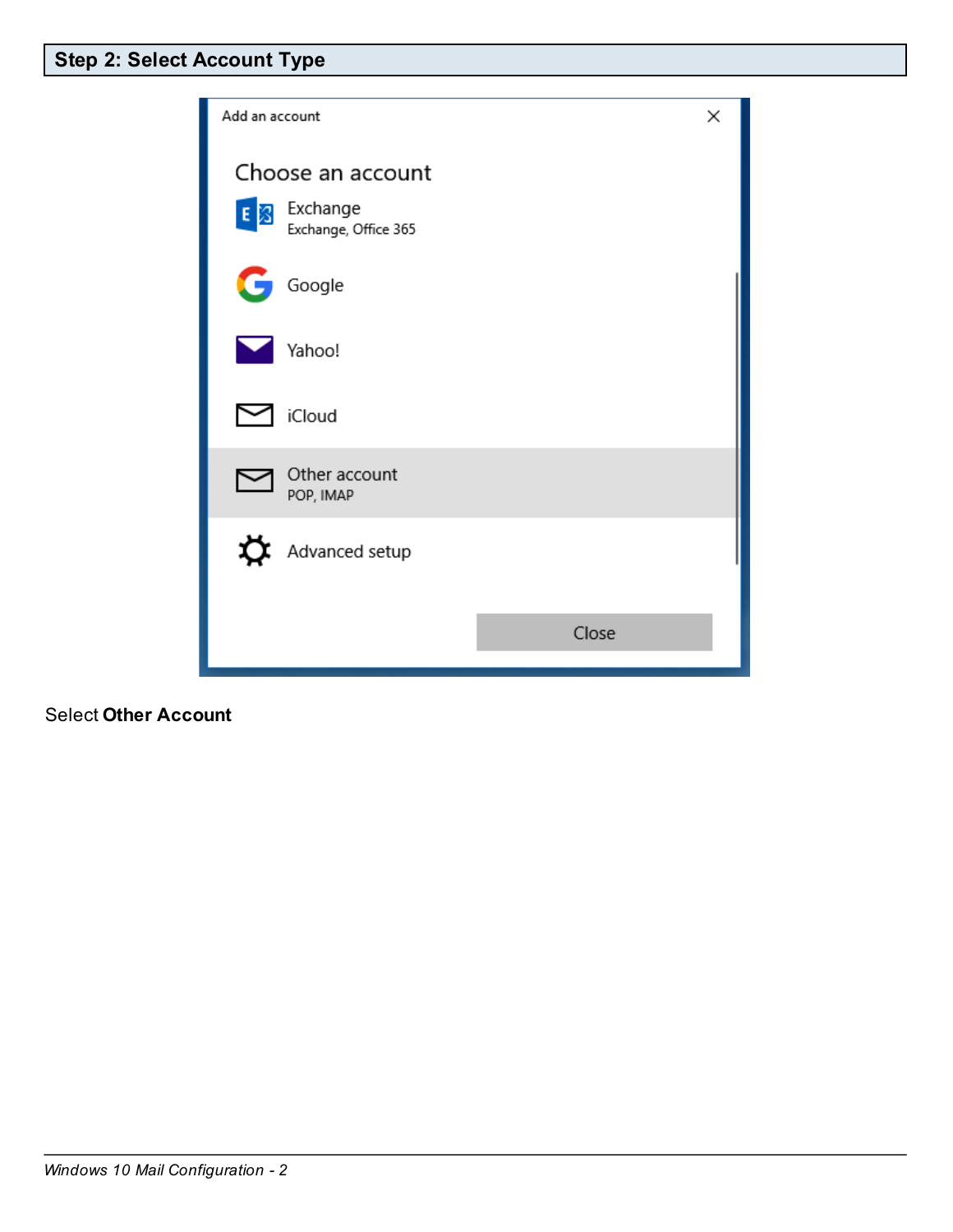## Step 2: Select Account Type

Add an account

Choose an account

Exchange
Exchange, Office 365

Google

Yahoo!

iCloud

Other account
POP, IMAP

Advanced setup

Close

Select **Other Account**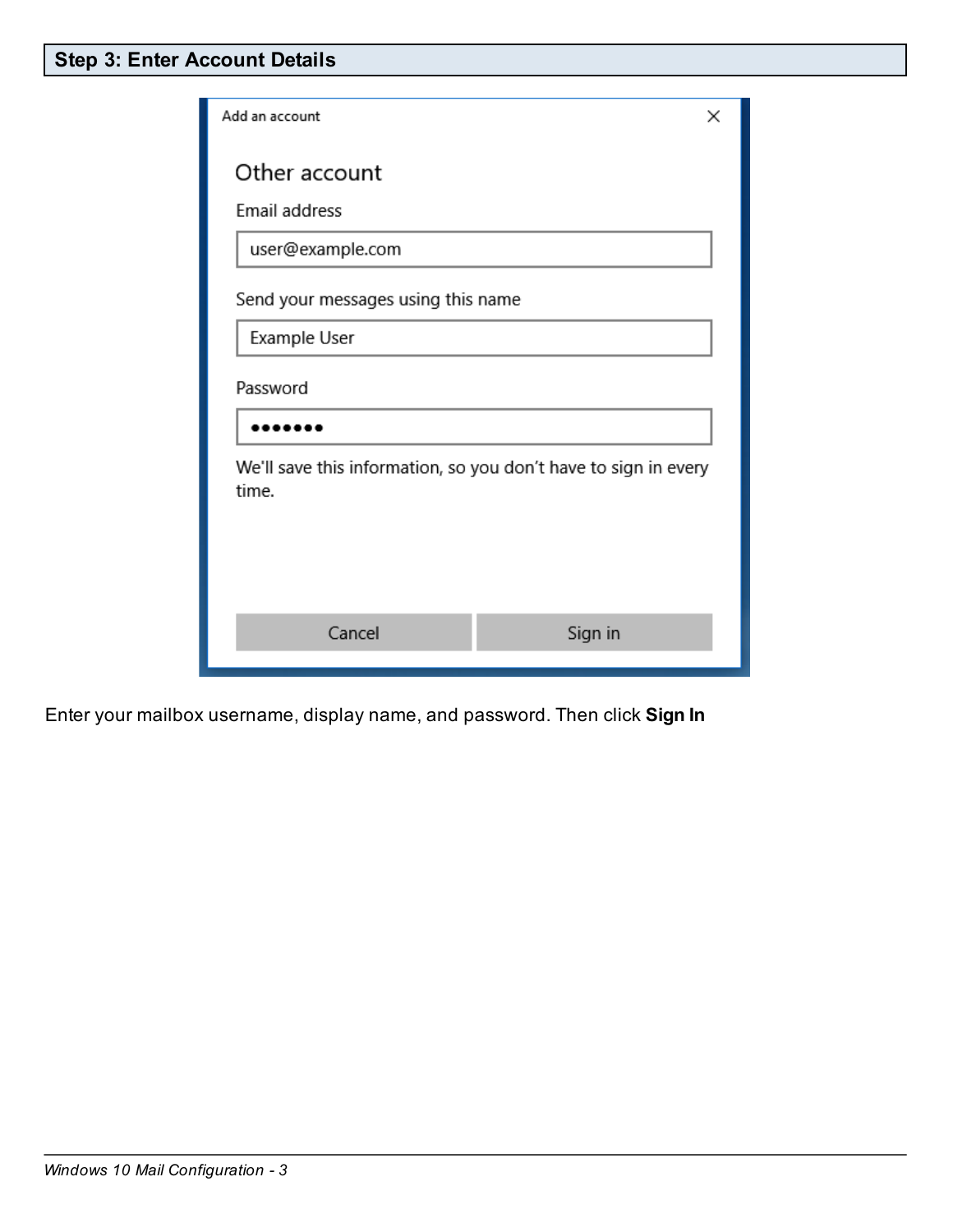## Step 3: Enter Account Details

Enter your mailbox username, display name, and password. Then click **Sign In**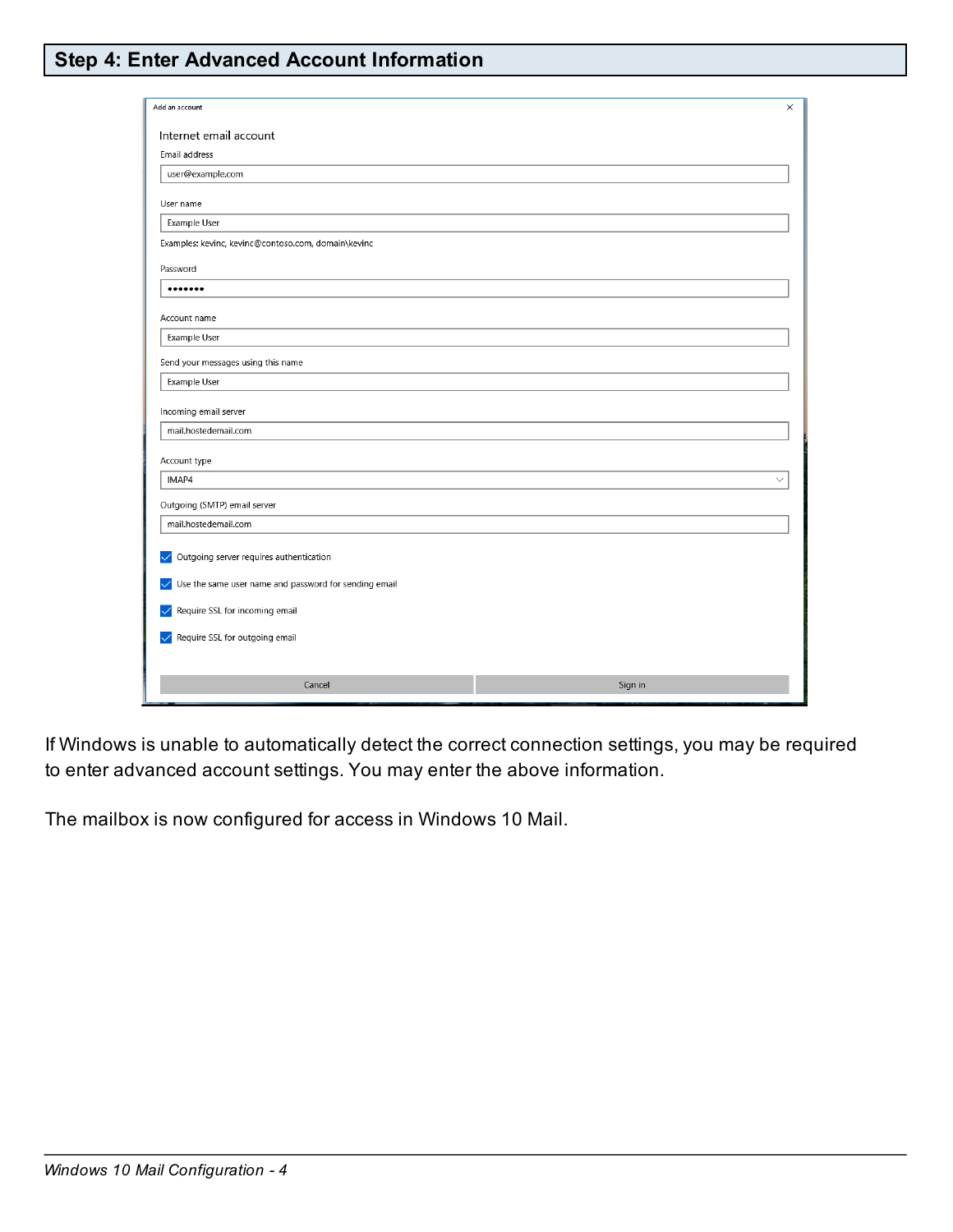## Step 4: Enter Advanced Account Information

Add an account

Internet email account

Email address

user@example.com

User name

Example User

Examples: kevinc, kevinc@contoso.com, domain\kevinc

Password

•••••••

Account name

Example User

Send your messages using this name

Example User

Incoming email server

mail.hostedemail.com

Account type

IMAP4

Outgoing (SMTP) email server

mail.hostedemail.com

- [x] Outgoing server requires authentication
- [x] Use the same user name and password for sending email
- [x] Require SSL for incoming email
- [x] Require SSL for outgoing email

Cancel | Sign in

If Windows is unable to automatically detect the correct connection settings, you may be required to enter advanced account settings. You may enter the above information.

The mailbox is now configured for access in Windows 10 Mail.